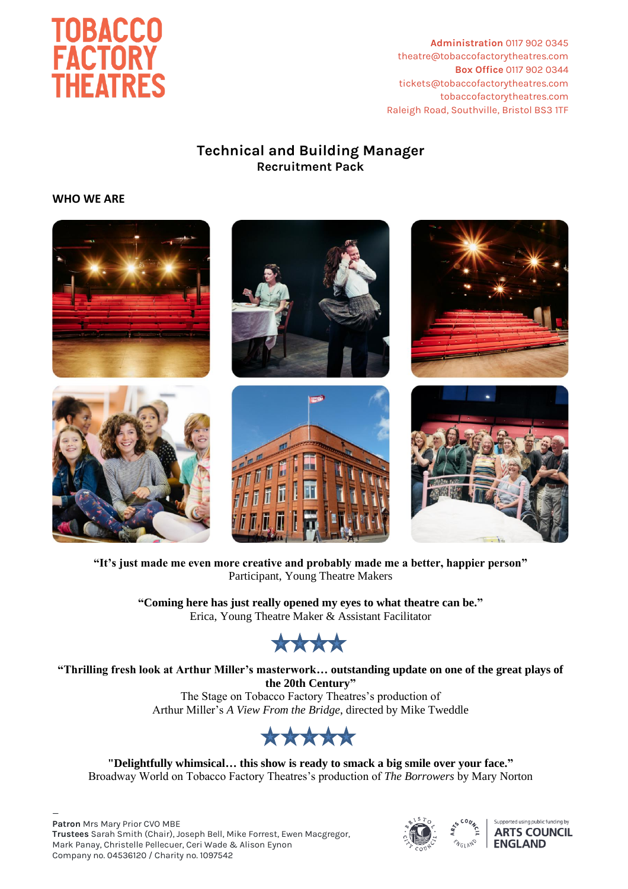# TOBACCO FACTORY THEATRES

**Administration** 0117 902 0345
theatre@tobaccofactorytheatres.com
**Box Office** 0117 902 0344
tickets@tobaccofactorytheatres.com
tobaccofactorytheatres.com
Raleigh Road, Southville, Bristol BS3 1TF

## Technical and Building Manager
### Recruitment Pack

**WHO WE ARE**

**"It's just made me even more creative and probably made me a better, happier person"**
Participant, Young Theatre Makers

**"Coming here has just really opened my eyes to what theatre can be."**
Erica, Young Theatre Maker & Assistant Facilitator

★★★★

**"Thrilling fresh look at Arthur Miller's masterwork… outstanding update on one of the great plays of the 20th Century"**
The Stage on Tobacco Factory Theatres's production of
Arthur Miller's *A View From the Bridge*, directed by Mike Tweddle

★★★★★

**"Delightfully whimsical… this show is ready to smack a big smile over your face."**
Broadway World on Tobacco Factory Theatres's production of *The Borrowers* by Mary Norton

–
**Patron** Mrs Mary Prior CVO MBE
**Trustees** Sarah Smith (Chair), Joseph Bell, Mike Forrest, Ewen Macgregor, Mark Panay, Christelle Pellecuer, Ceri Wade & Alison Eynon
Company no. 04536120 / Charity no. 1097542

Supported using public funding by ARTS COUNCIL ENGLAND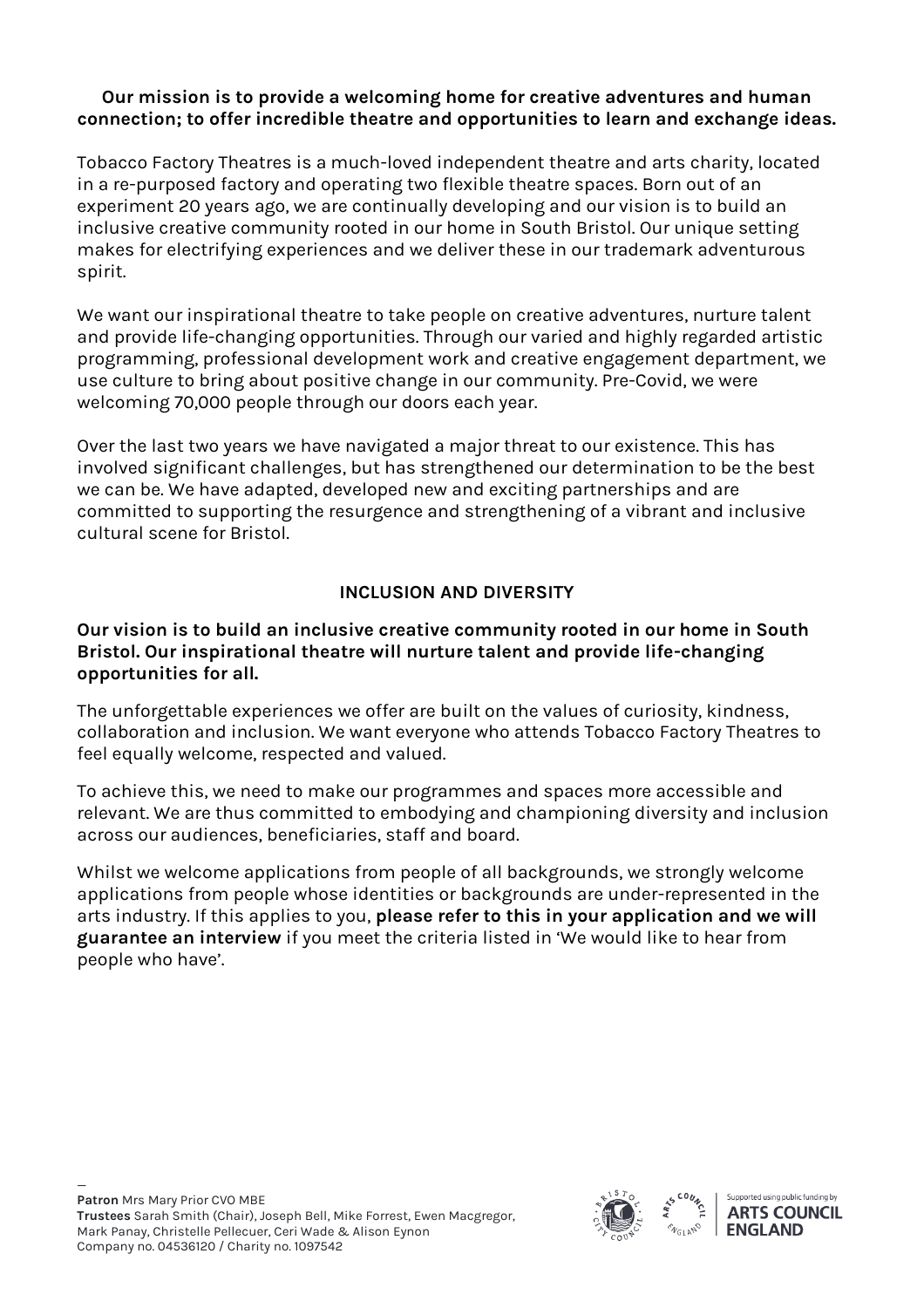**Our mission is to provide a welcoming home for creative adventures and human connection; to offer incredible theatre and opportunities to learn and exchange ideas.**

Tobacco Factory Theatres is a much-loved independent theatre and arts charity, located in a re-purposed factory and operating two flexible theatre spaces. Born out of an experiment 20 years ago, we are continually developing and our vision is to build an inclusive creative community rooted in our home in South Bristol. Our unique setting makes for electrifying experiences and we deliver these in our trademark adventurous spirit.

We want our inspirational theatre to take people on creative adventures, nurture talent and provide life-changing opportunities. Through our varied and highly regarded artistic programming, professional development work and creative engagement department, we use culture to bring about positive change in our community. Pre-Covid, we were welcoming 70,000 people through our doors each year.

Over the last two years we have navigated a major threat to our existence. This has involved significant challenges, but has strengthened our determination to be the best we can be. We have adapted, developed new and exciting partnerships and are committed to supporting the resurgence and strengthening of a vibrant and inclusive cultural scene for Bristol.

## INCLUSION AND DIVERSITY

**Our vision is to build an inclusive creative community rooted in our home in South Bristol. Our inspirational theatre will nurture talent and provide life-changing opportunities for all.**

The unforgettable experiences we offer are built on the values of curiosity, kindness, collaboration and inclusion. We want everyone who attends Tobacco Factory Theatres to feel equally welcome, respected and valued.

To achieve this, we need to make our programmes and spaces more accessible and relevant. We are thus committed to embodying and championing diversity and inclusion across our audiences, beneficiaries, staff and board.

Whilst we welcome applications from people of all backgrounds, we strongly welcome applications from people whose identities or backgrounds are under-represented in the arts industry. If this applies to you, **please refer to this in your application and we will guarantee an interview** if you meet the criteria listed in 'We would like to hear from people who have'.

—
**Patron** Mrs Mary Prior CVO MBE
**Trustees** Sarah Smith (Chair), Joseph Bell, Mike Forrest, Ewen Macgregor, Mark Panay, Christelle Pellecuer, Ceri Wade & Alison Eynon
Company no. 04536120 / Charity no. 1097542

Supported using public funding by ARTS COUNCIL ENGLAND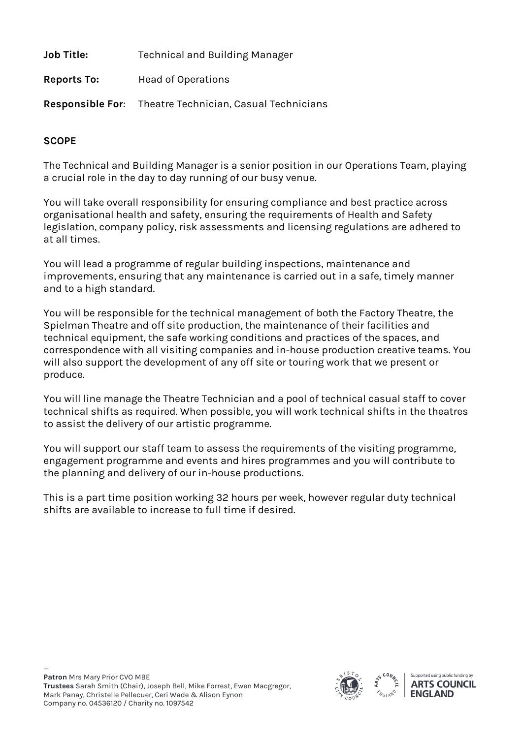**Job Title:** Technical and Building Manager

**Reports To:** Head of Operations

**Responsible For**: Theatre Technician, Casual Technicians

**SCOPE**

The Technical and Building Manager is a senior position in our Operations Team, playing a crucial role in the day to day running of our busy venue.

You will take overall responsibility for ensuring compliance and best practice across organisational health and safety, ensuring the requirements of Health and Safety legislation, company policy, risk assessments and licensing regulations are adhered to at all times.

You will lead a programme of regular building inspections, maintenance and improvements, ensuring that any maintenance is carried out in a safe, timely manner and to a high standard.

You will be responsible for the technical management of both the Factory Theatre, the Spielman Theatre and off site production, the maintenance of their facilities and technical equipment, the safe working conditions and practices of the spaces, and correspondence with all visiting companies and in-house production creative teams. You will also support the development of any off site or touring work that we present or produce.

You will line manage the Theatre Technician and a pool of technical casual staff to cover technical shifts as required. When possible, you will work technical shifts in the theatres to assist the delivery of our artistic programme.

You will support our staff team to assess the requirements of the visiting programme, engagement programme and events and hires programmes and you will contribute to the planning and delivery of our in-house productions.

This is a part time position working 32 hours per week, however regular duty technical shifts are available to increase to full time if desired.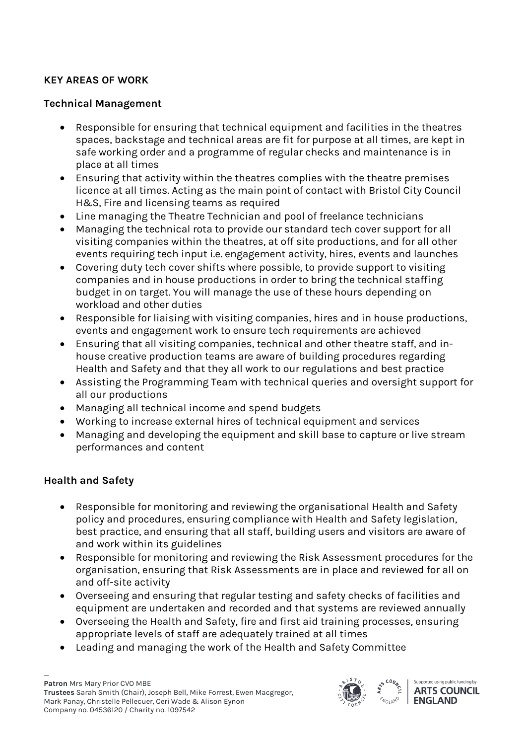## KEY AREAS OF WORK

### Technical Management

- Responsible for ensuring that technical equipment and facilities in the theatres spaces, backstage and technical areas are fit for purpose at all times, are kept in safe working order and a programme of regular checks and maintenance is in place at all times
- Ensuring that activity within the theatres complies with the theatre premises licence at all times. Acting as the main point of contact with Bristol City Council H&S, Fire and licensing teams as required
- Line managing the Theatre Technician and pool of freelance technicians
- Managing the technical rota to provide our standard tech cover support for all visiting companies within the theatres, at off site productions, and for all other events requiring tech input i.e. engagement activity, hires, events and launches
- Covering duty tech cover shifts where possible, to provide support to visiting companies and in house productions in order to bring the technical staffing budget in on target. You will manage the use of these hours depending on workload and other duties
- Responsible for liaising with visiting companies, hires and in house productions, events and engagement work to ensure tech requirements are achieved
- Ensuring that all visiting companies, technical and other theatre staff, and in-house creative production teams are aware of building procedures regarding Health and Safety and that they all work to our regulations and best practice
- Assisting the Programming Team with technical queries and oversight support for all our productions
- Managing all technical income and spend budgets
- Working to increase external hires of technical equipment and services
- Managing and developing the equipment and skill base to capture or live stream performances and content

### Health and Safety

- Responsible for monitoring and reviewing the organisational Health and Safety policy and procedures, ensuring compliance with Health and Safety legislation, best practice, and ensuring that all staff, building users and visitors are aware of and work within its guidelines
- Responsible for monitoring and reviewing the Risk Assessment procedures for the organisation, ensuring that Risk Assessments are in place and reviewed for all on and off-site activity
- Overseeing and ensuring that regular testing and safety checks of facilities and equipment are undertaken and recorded and that systems are reviewed annually
- Overseeing the Health and Safety, fire and first aid training processes, ensuring appropriate levels of staff are adequately trained at all times
- Leading and managing the work of the Health and Safety Committee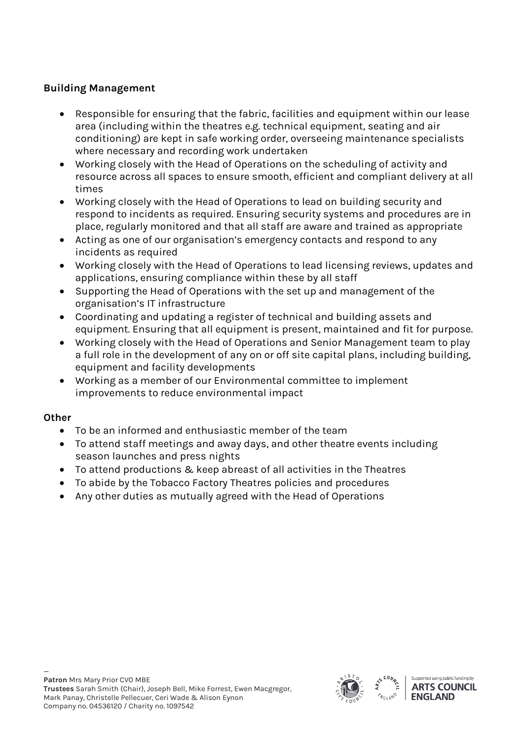**Building Management**

- Responsible for ensuring that the fabric, facilities and equipment within our lease area (including within the theatres e.g. technical equipment, seating and air conditioning) are kept in safe working order, overseeing maintenance specialists where necessary and recording work undertaken
- Working closely with the Head of Operations on the scheduling of activity and resource across all spaces to ensure smooth, efficient and compliant delivery at all times
- Working closely with the Head of Operations to lead on building security and respond to incidents as required. Ensuring security systems and procedures are in place, regularly monitored and that all staff are aware and trained as appropriate
- Acting as one of our organisation's emergency contacts and respond to any incidents as required
- Working closely with the Head of Operations to lead licensing reviews, updates and applications, ensuring compliance within these by all staff
- Supporting the Head of Operations with the set up and management of the organisation's IT infrastructure
- Coordinating and updating a register of technical and building assets and equipment. Ensuring that all equipment is present, maintained and fit for purpose.
- Working closely with the Head of Operations and Senior Management team to play a full role in the development of any on or off site capital plans, including building, equipment and facility developments
- Working as a member of our Environmental committee to implement improvements to reduce environmental impact

**Other**

- To be an informed and enthusiastic member of the team
- To attend staff meetings and away days, and other theatre events including season launches and press nights
- To attend productions & keep abreast of all activities in the Theatres
- To abide by the Tobacco Factory Theatres policies and procedures
- Any other duties as mutually agreed with the Head of Operations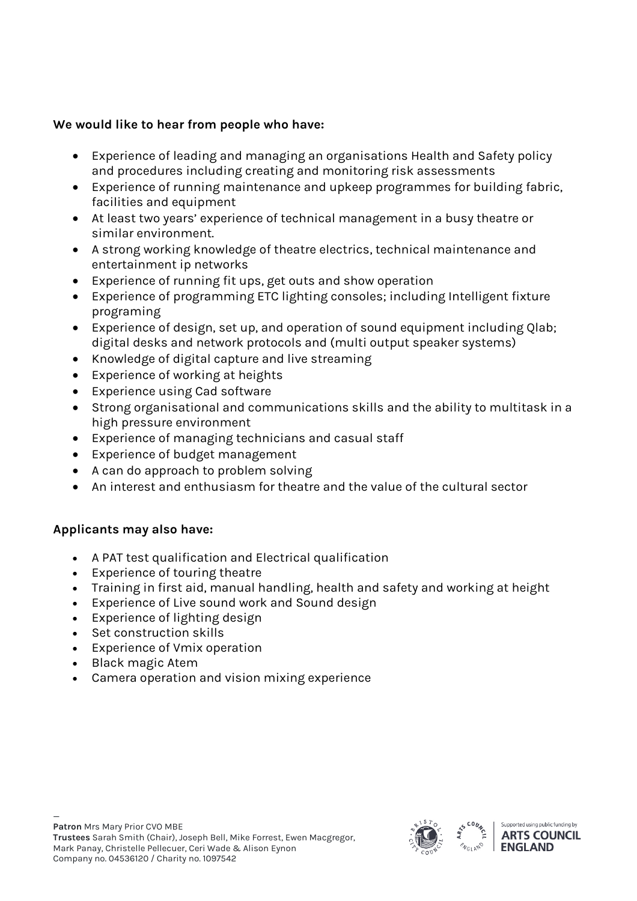**We would like to hear from people who have:**

- Experience of leading and managing an organisations Health and Safety policy and procedures including creating and monitoring risk assessments
- Experience of running maintenance and upkeep programmes for building fabric, facilities and equipment
- At least two years' experience of technical management in a busy theatre or similar environment.
- A strong working knowledge of theatre electrics, technical maintenance and entertainment ip networks
- Experience of running fit ups, get outs and show operation
- Experience of programming ETC lighting consoles; including Intelligent fixture programing
- Experience of design, set up, and operation of sound equipment including Qlab; digital desks and network protocols and (multi output speaker systems)
- Knowledge of digital capture and live streaming
- Experience of working at heights
- Experience using Cad software
- Strong organisational and communications skills and the ability to multitask in a high pressure environment
- Experience of managing technicians and casual staff
- Experience of budget management
- A can do approach to problem solving
- An interest and enthusiasm for theatre and the value of the cultural sector

**Applicants may also have:**

- A PAT test qualification and Electrical qualification
- Experience of touring theatre
- Training in first aid, manual handling, health and safety and working at height
- Experience of Live sound work and Sound design
- Experience of lighting design
- Set construction skills
- Experience of Vmix operation
- Black magic Atem
- Camera operation and vision mixing experience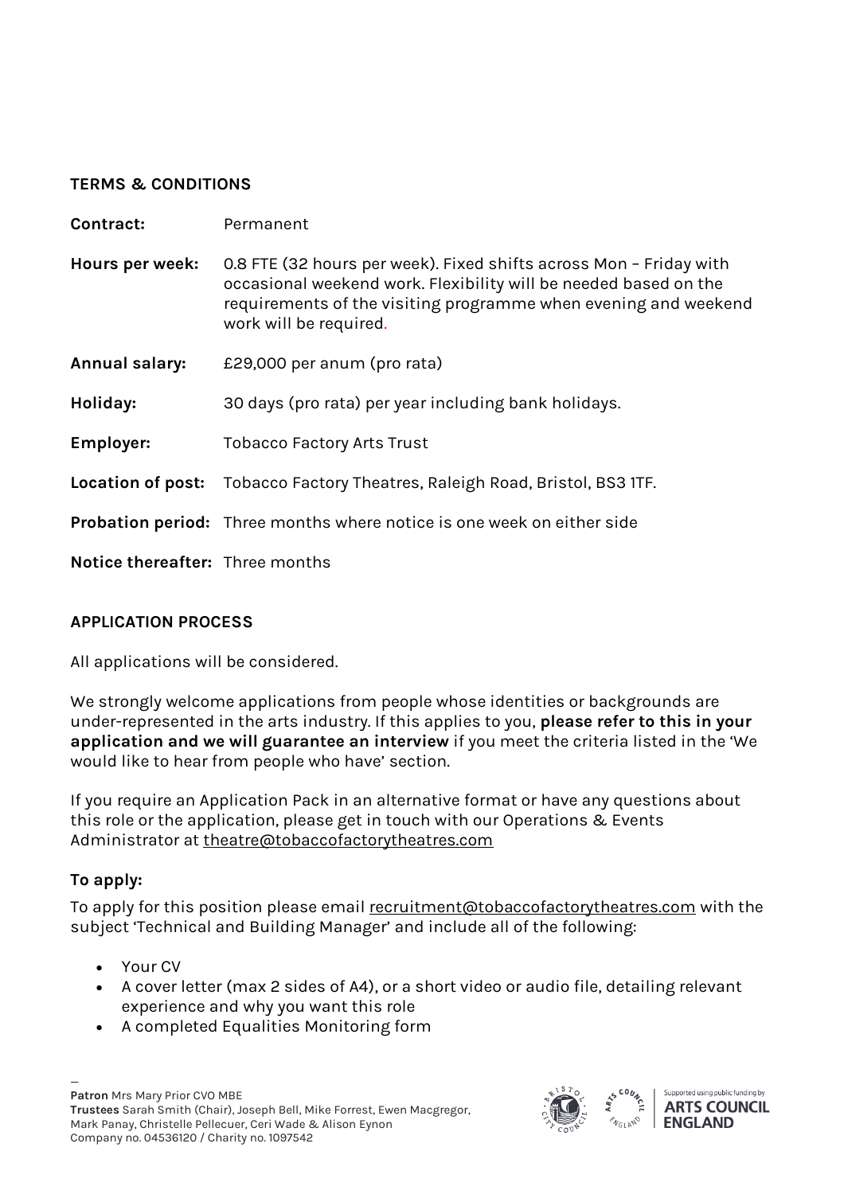**TERMS & CONDITIONS**

**Contract:** Permanent

**Hours per week:** 0.8 FTE (32 hours per week). Fixed shifts across Mon – Friday with occasional weekend work. Flexibility will be needed based on the requirements of the visiting programme when evening and weekend work will be required.

**Annual salary:** £29,000 per anum (pro rata)

**Holiday:** 30 days (pro rata) per year including bank holidays.

**Employer:** Tobacco Factory Arts Trust

**Location of post:** Tobacco Factory Theatres, Raleigh Road, Bristol, BS3 1TF.

**Probation period:** Three months where notice is one week on either side

**Notice thereafter:** Three months

**APPLICATION PROCESS**

All applications will be considered.

We strongly welcome applications from people whose identities or backgrounds are under-represented in the arts industry. If this applies to you, **please refer to this in your application and we will guarantee an interview** if you meet the criteria listed in the 'We would like to hear from people who have' section.

If you require an Application Pack in an alternative format or have any questions about this role or the application, please get in touch with our Operations & Events Administrator at theatre@tobaccofactorytheatres.com

**To apply:**

To apply for this position please email recruitment@tobaccofactorytheatres.com with the subject 'Technical and Building Manager' and include all of the following:

- Your CV
- A cover letter (max 2 sides of A4), or a short video or audio file, detailing relevant experience and why you want this role
- A completed Equalities Monitoring form

—
**Patron** Mrs Mary Prior CVO MBE
**Trustees** Sarah Smith (Chair), Joseph Bell, Mike Forrest, Ewen Macgregor, Mark Panay, Christelle Pellecuer, Ceri Wade & Alison Eynon
Company no. 04536120 / Charity no. 1097542

Supported using public funding by ARTS COUNCIL ENGLAND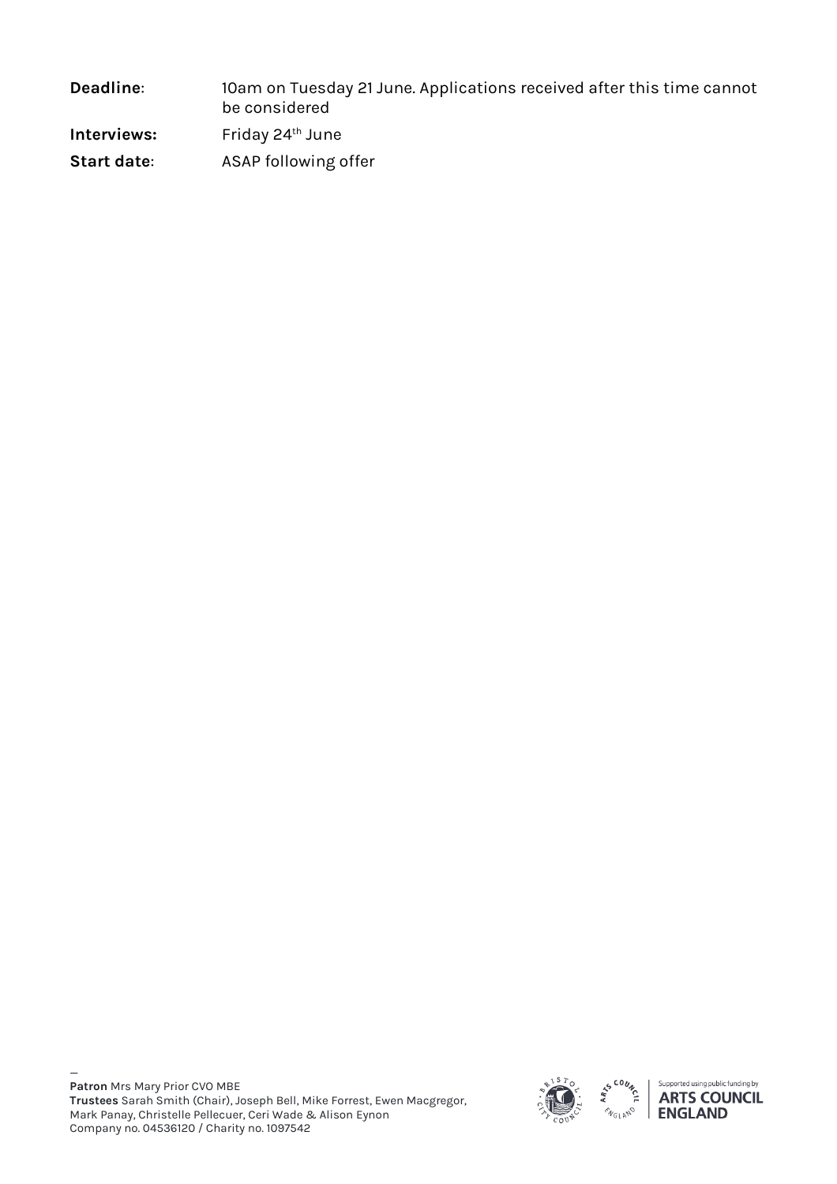**Deadline**: 10am on Tuesday 21 June. Applications received after this time cannot be considered

**Interviews:** Friday 24th June

**Start date**: ASAP following offer

—
**Patron** Mrs Mary Prior CVO MBE
**Trustees** Sarah Smith (Chair), Joseph Bell, Mike Forrest, Ewen Macgregor, Mark Panay, Christelle Pellecuer, Ceri Wade & Alison Eynon
Company no. 04536120 / Charity no. 1097542

Supported using public funding by ARTS COUNCIL ENGLAND